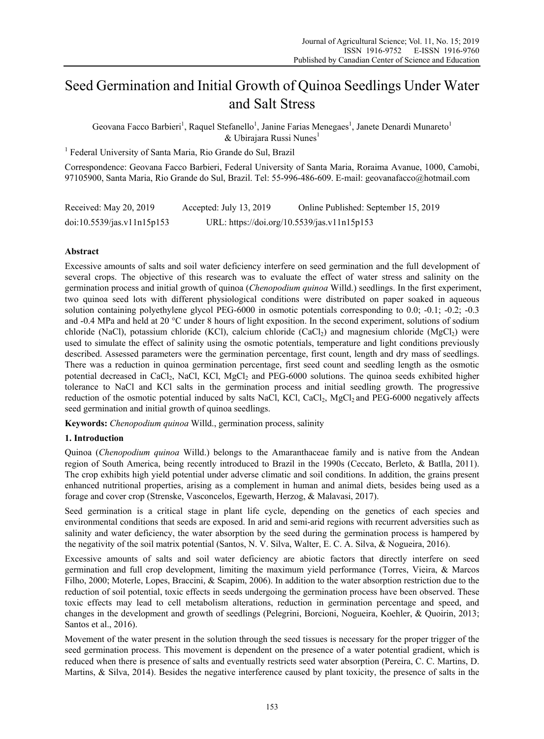# Seed Germination and Initial Growth of Quinoa Seedlings Under Water and Salt Stress

Geovana Facco Barbieri[1], Raquel Stefanello[1], Janine Farias Menegaes[1], Janete Denardi Munareto[1] & Ubirajara Russi Nunes[1]

[1] Federal University of Santa Maria, Rio Grande do Sul, Brazil

Correspondence: Geovana Facco Barbieri, Federal University of Santa Maria, Roraima Avanue, 1000, Camobi, 97105900, Santa Maria, Rio Grande do Sul, Brazil. Tel: 55-996-486-609. E-mail: geovanafacco@hotmail.com

Received: May 20, 2019 Accepted: July 13, 2019 Online Published: September 15, 2019

doi:10.5539/jas.v11n15p153 URL: https://doi.org/10.5539/jas.v11n15p153

## Abstract

Excessive amounts of salts and soil water deficiency interfere on seed germination and the full development of several crops. The objective of this research was to evaluate the effect of water stress and salinity on the germination process and initial growth of quinoa (*Chenopodium quinoa* Willd.) seedlings. In the first experiment, two quinoa seed lots with different physiological conditions were distributed on paper soaked in aqueous solution containing polyethylene glycol PEG-6000 in osmotic potentials corresponding to 0.0; -0.1; -0.2; -0.3 and -0.4 MPa and held at 20 °C under 8 hours of light exposition. In the second experiment, solutions of sodium chloride (NaCl), potassium chloride (KCl), calcium chloride ($CaCl_2$) and magnesium chloride ($MgCl_2$) were used to simulate the effect of salinity using the osmotic potentials, temperature and light conditions previously described. Assessed parameters were the germination percentage, first count, length and dry mass of seedlings. There was a reduction in quinoa germination percentage, first seed count and seedling length as the osmotic potential decreased in $CaCl_2$, NaCl, KCl, $MgCl_2$ and PEG-6000 solutions. The quinoa seeds exhibited higher tolerance to NaCl and KCl salts in the germination process and initial seedling growth. The progressive reduction of the osmotic potential induced by salts NaCl, KCl, $CaCl_2$, $MgCl_2$ and PEG-6000 negatively affects seed germination and initial growth of quinoa seedlings.

**Keywords:** *Chenopodium quinoa* Willd., germination process, salinity

## 1. Introduction

Quinoa (*Chenopodium quinoa* Willd.) belongs to the Amaranthaceae family and is native from the Andean region of South America, being recently introduced to Brazil in the 1990s (Ceccato, Berleto, & Batlla, 2011). The crop exhibits high yield potential under adverse climatic and soil conditions. In addition, the grains present enhanced nutritional properties, arising as a complement in human and animal diets, besides being used as a forage and cover crop (Strenske, Vasconcelos, Egewarth, Herzog, & Malavasi, 2017).

Seed germination is a critical stage in plant life cycle, depending on the genetics of each species and environmental conditions that seeds are exposed. In arid and semi-arid regions with recurrent adversities such as salinity and water deficiency, the water absorption by the seed during the germination process is hampered by the negativity of the soil matrix potential (Santos, N. V. Silva, Walter, E. C. A. Silva, & Nogueira, 2016).

Excessive amounts of salts and soil water deficiency are abiotic factors that directly interfere on seed germination and full crop development, limiting the maximum yield performance (Torres, Vieira, & Marcos Filho, 2000; Moterle, Lopes, Braccini, & Scapim, 2006). In addition to the water absorption restriction due to the reduction of soil potential, toxic effects in seeds undergoing the germination process have been observed. These toxic effects may lead to cell metabolism alterations, reduction in germination percentage and speed, and changes in the development and growth of seedlings (Pelegrini, Borcioni, Nogueira, Koehler, & Quoirin, 2013; Santos et al., 2016).

Movement of the water present in the solution through the seed tissues is necessary for the proper trigger of the seed germination process. This movement is dependent on the presence of a water potential gradient, which is reduced when there is presence of salts and eventually restricts seed water absorption (Pereira, C. C. Martins, D. Martins, & Silva, 2014). Besides the negative interference caused by plant toxicity, the presence of salts in the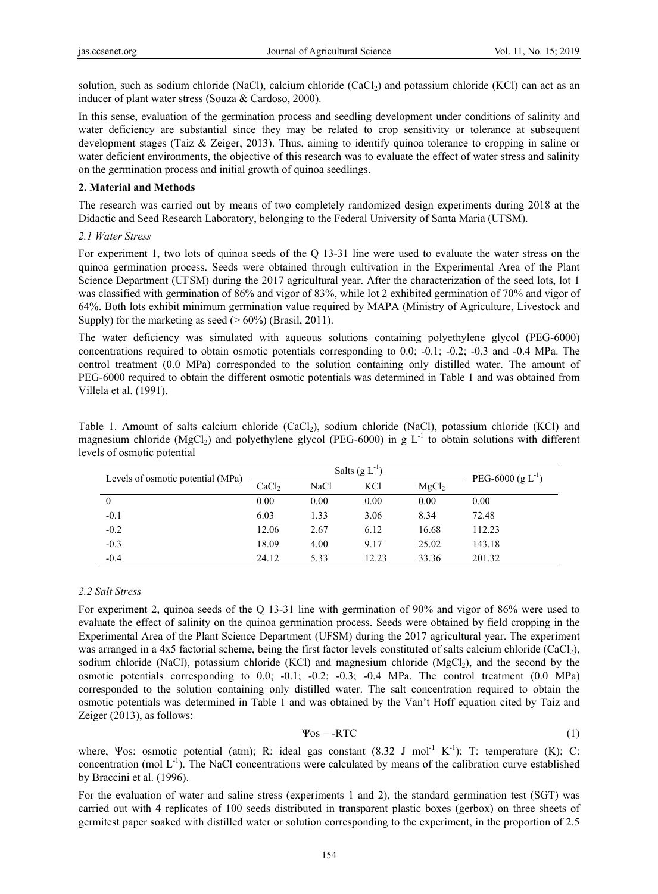solution, such as sodium chloride (NaCl), calcium chloride ($CaCl_2$) and potassium chloride (KCl) can act as an inducer of plant water stress (Souza & Cardoso, 2000).

In this sense, evaluation of the germination process and seedling development under conditions of salinity and water deficiency are substantial since they may be related to crop sensitivity or tolerance at subsequent development stages (Taiz & Zeiger, 2013). Thus, aiming to identify quinoa tolerance to cropping in saline or water deficient environments, the objective of this research was to evaluate the effect of water stress and salinity on the germination process and initial growth of quinoa seedlings.

## 2. Material and Methods

The research was carried out by means of two completely randomized design experiments during 2018 at the Didactic and Seed Research Laboratory, belonging to the Federal University of Santa Maria (UFSM).

### *2.1 Water Stress*

For experiment 1, two lots of quinoa seeds of the Q 13-31 line were used to evaluate the water stress on the quinoa germination process. Seeds were obtained through cultivation in the Experimental Area of the Plant Science Department (UFSM) during the 2017 agricultural year. After the characterization of the seed lots, lot 1 was classified with germination of 86% and vigor of 83%, while lot 2 exhibited germination of 70% and vigor of 64%. Both lots exhibit minimum germination value required by MAPA (Ministry of Agriculture, Livestock and Supply) for the marketing as seed (> 60%) (Brasil, 2011).

The water deficiency was simulated with aqueous solutions containing polyethylene glycol (PEG-6000) concentrations required to obtain osmotic potentials corresponding to 0.0; -0.1; -0.2; -0.3 and -0.4 MPa. The control treatment (0.0 MPa) corresponded to the solution containing only distilled water. The amount of PEG-6000 required to obtain the different osmotic potentials was determined in Table 1 and was obtained from Villela et al. (1991).

Table 1. Amount of salts calcium chloride ($CaCl_2$), sodium chloride (NaCl), potassium chloride (KCl) and magnesium chloride ($MgCl_2$) and polyethylene glycol (PEG-6000) in g $L^{-1}$ to obtain solutions with different levels of osmotic potential

| Levels of osmotic potential (MPa) | Salts (g $L^{-1}$) | | | | PEG-6000 (g $L^{-1}$) |
|---|---|---|---|---|---|
| | $CaCl_2$ | NaCl | KCl | $MgCl_2$ | |
| 0 | 0.00 | 0.00 | 0.00 | 0.00 | 0.00 |
| -0.1 | 6.03 | 1.33 | 3.06 | 8.34 | 72.48 |
| -0.2 | 12.06 | 2.67 | 6.12 | 16.68 | 112.23 |
| -0.3 | 18.09 | 4.00 | 9.17 | 25.02 | 143.18 |
| -0.4 | 24.12 | 5.33 | 12.23 | 33.36 | 201.32 |

### *2.2 Salt Stress*

For experiment 2, quinoa seeds of the Q 13-31 line with germination of 90% and vigor of 86% were used to evaluate the effect of salinity on the quinoa germination process. Seeds were obtained by field cropping in the Experimental Area of the Plant Science Department (UFSM) during the 2017 agricultural year. The experiment was arranged in a 4x5 factorial scheme, being the first factor levels constituted of salts calcium chloride ($CaCl_2$), sodium chloride (NaCl), potassium chloride (KCl) and magnesium chloride ($MgCl_2$), and the second by the osmotic potentials corresponding to 0.0; -0.1; -0.2; -0.3; -0.4 MPa. The control treatment (0.0 MPa) corresponded to the solution containing only distilled water. The salt concentration required to obtain the osmotic potentials was determined in Table 1 and was obtained by the Van't Hoff equation cited by Taiz and Zeiger (2013), as follows:

$$\Psi os = -RTC \tag{1}$$

where, $\Psi os$: osmotic potential (atm); R: ideal gas constant (8.32 J $mol^{-1}$ $K^{-1}$); T: temperature (K); C: concentration (mol $L^{-1}$). The NaCl concentrations were calculated by means of the calibration curve established by Braccini et al. (1996).

For the evaluation of water and saline stress (experiments 1 and 2), the standard germination test (SGT) was carried out with 4 replicates of 100 seeds distributed in transparent plastic boxes (gerbox) on three sheets of germitest paper soaked with distilled water or solution corresponding to the experiment, in the proportion of 2.5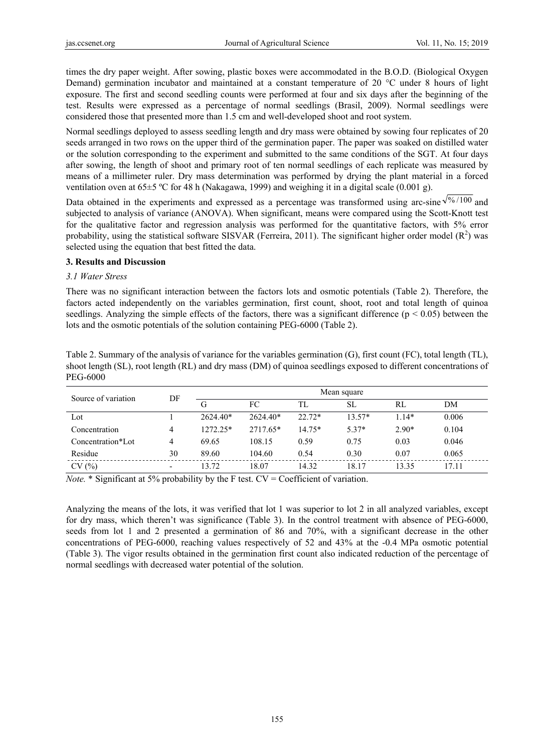times the dry paper weight. After sowing, plastic boxes were accommodated in the B.O.D. (Biological Oxygen Demand) germination incubator and maintained at a constant temperature of 20 °C under 8 hours of light exposure. The first and second seedling counts were performed at four and six days after the beginning of the test. Results were expressed as a percentage of normal seedlings (Brasil, 2009). Normal seedlings were considered those that presented more than 1.5 cm and well-developed shoot and root system.

Normal seedlings deployed to assess seedling length and dry mass were obtained by sowing four replicates of 20 seeds arranged in two rows on the upper third of the germination paper. The paper was soaked on distilled water or the solution corresponding to the experiment and submitted to the same conditions of the SGT. At four days after sowing, the length of shoot and primary root of ten normal seedlings of each replicate was measured by means of a millimeter ruler. Dry mass determination was performed by drying the plant material in a forced ventilation oven at 65±5 ºC for 48 h (Nakagawa, 1999) and weighing it in a digital scale (0.001 g).

Data obtained in the experiments and expressed as a percentage was transformed using arc-sine $\sqrt{\%/100}$ and subjected to analysis of variance (ANOVA). When significant, means were compared using the Scott-Knott test for the qualitative factor and regression analysis was performed for the quantitative factors, with 5% error probability, using the statistical software SISVAR (Ferreira, 2011). The significant higher order model ($R^2$) was selected using the equation that best fitted the data.

## 3. Results and Discussion

### 3.1 Water Stress

There was no significant interaction between the factors lots and osmotic potentials (Table 2). Therefore, the factors acted independently on the variables germination, first count, shoot, root and total length of quinoa seedlings. Analyzing the simple effects of the factors, there was a significant difference ($p < 0.05$) between the lots and the osmotic potentials of the solution containing PEG-6000 (Table 2).

Table 2. Summary of the analysis of variance for the variables germination (G), first count (FC), total length (TL), shoot length (SL), root length (RL) and dry mass (DM) of quinoa seedlings exposed to different concentrations of PEG-6000

| Source of variation | DF | Mean square | | | | | |
|---|---|---|---|---|---|---|---|
| | | G | FC | TL | SL | RL | DM |
| Lot | 1 | 2624.40* | 2624.40* | 22.72* | 13.57* | 1.14* | 0.006 |
| Concentration | 4 | 1272.25* | 2717.65* | 14.75* | 5.37* | 2.90* | 0.104 |
| Concentration*Lot | 4 | 69.65 | 108.15 | 0.59 | 0.75 | 0.03 | 0.046 |
| Residue | 30 | 89.60 | 104.60 | 0.54 | 0.30 | 0.07 | 0.065 |
| CV (%) | - | 13.72 | 18.07 | 14.32 | 18.17 | 13.35 | 17.11 |

*Note.* * Significant at 5% probability by the F test. CV = Coefficient of variation.

Analyzing the means of the lots, it was verified that lot 1 was superior to lot 2 in all analyzed variables, except for dry mass, which theren't was significance (Table 3). In the control treatment with absence of PEG-6000, seeds from lot 1 and 2 presented a germination of 86 and 70%, with a significant decrease in the other concentrations of PEG-6000, reaching values respectively of 52 and 43% at the -0.4 MPa osmotic potential (Table 3). The vigor results obtained in the germination first count also indicated reduction of the percentage of normal seedlings with decreased water potential of the solution.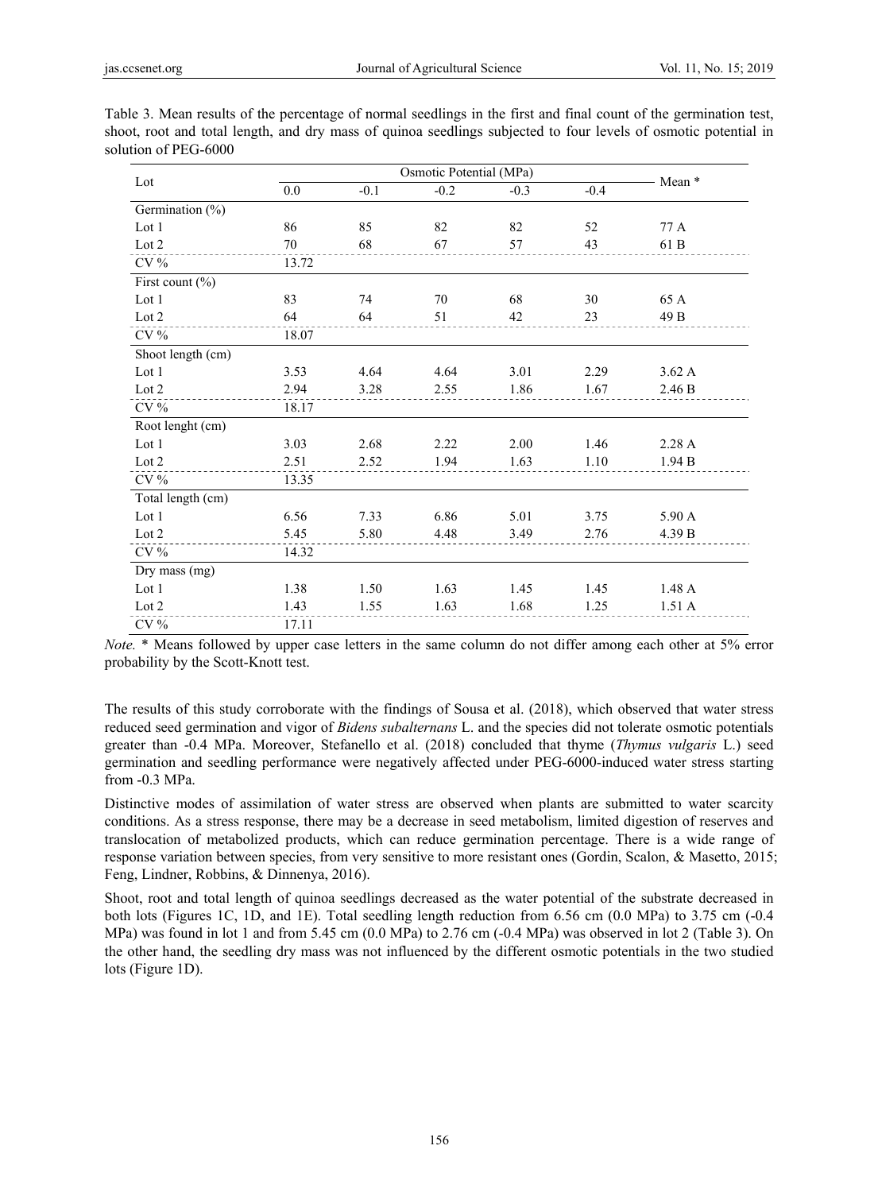Table 3. Mean results of the percentage of normal seedlings in the first and final count of the germination test, shoot, root and total length, and dry mass of quinoa seedlings subjected to four levels of osmotic potential in solution of PEG-6000

| Lot | Osmotic Potential (MPa) | | | | | Mean * |
|---|---|---|---|---|---|---|
| | 0.0 | -0.1 | -0.2 | -0.3 | -0.4 | |
| Germination (%) | | | | | | |
| Lot 1 | 86 | 85 | 82 | 82 | 52 | 77 A |
| Lot 2 | 70 | 68 | 67 | 57 | 43 | 61 B |
| CV % | 13.72 | | | | | |
| First count (%) | | | | | | |
| Lot 1 | 83 | 74 | 70 | 68 | 30 | 65 A |
| Lot 2 | 64 | 64 | 51 | 42 | 23 | 49 B |
| CV % | 18.07 | | | | | |
| Shoot length (cm) | | | | | | |
| Lot 1 | 3.53 | 4.64 | 4.64 | 3.01 | 2.29 | 3.62 A |
| Lot 2 | 2.94 | 3.28 | 2.55 | 1.86 | 1.67 | 2.46 B |
| CV % | 18.17 | | | | | |
| Root lenght (cm) | | | | | | |
| Lot 1 | 3.03 | 2.68 | 2.22 | 2.00 | 1.46 | 2.28 A |
| Lot 2 | 2.51 | 2.52 | 1.94 | 1.63 | 1.10 | 1.94 B |
| CV % | 13.35 | | | | | |
| Total length (cm) | | | | | | |
| Lot 1 | 6.56 | 7.33 | 6.86 | 5.01 | 3.75 | 5.90 A |
| Lot 2 | 5.45 | 5.80 | 4.48 | 3.49 | 2.76 | 4.39 B |
| CV % | 14.32 | | | | | |
| Dry mass (mg) | | | | | | |
| Lot 1 | 1.38 | 1.50 | 1.63 | 1.45 | 1.45 | 1.48 A |
| Lot 2 | 1.43 | 1.55 | 1.63 | 1.68 | 1.25 | 1.51 A |
| CV % | 17.11 | | | | | |

*Note.* * Means followed by upper case letters in the same column do not differ among each other at 5% error probability by the Scott-Knott test.

The results of this study corroborate with the findings of Sousa et al. (2018), which observed that water stress reduced seed germination and vigor of *Bidens subalternans* L. and the species did not tolerate osmotic potentials greater than -0.4 MPa. Moreover, Stefanello et al. (2018) concluded that thyme (*Thymus vulgaris* L.) seed germination and seedling performance were negatively affected under PEG-6000-induced water stress starting from -0.3 MPa.

Distinctive modes of assimilation of water stress are observed when plants are submitted to water scarcity conditions. As a stress response, there may be a decrease in seed metabolism, limited digestion of reserves and translocation of metabolized products, which can reduce germination percentage. There is a wide range of response variation between species, from very sensitive to more resistant ones (Gordin, Scalon, & Masetto, 2015; Feng, Lindner, Robbins, & Dinnenya, 2016).

Shoot, root and total length of quinoa seedlings decreased as the water potential of the substrate decreased in both lots (Figures 1C, 1D, and 1E). Total seedling length reduction from 6.56 cm (0.0 MPa) to 3.75 cm (-0.4 MPa) was found in lot 1 and from 5.45 cm (0.0 MPa) to 2.76 cm (-0.4 MPa) was observed in lot 2 (Table 3). On the other hand, the seedling dry mass was not influenced by the different osmotic potentials in the two studied lots (Figure 1D).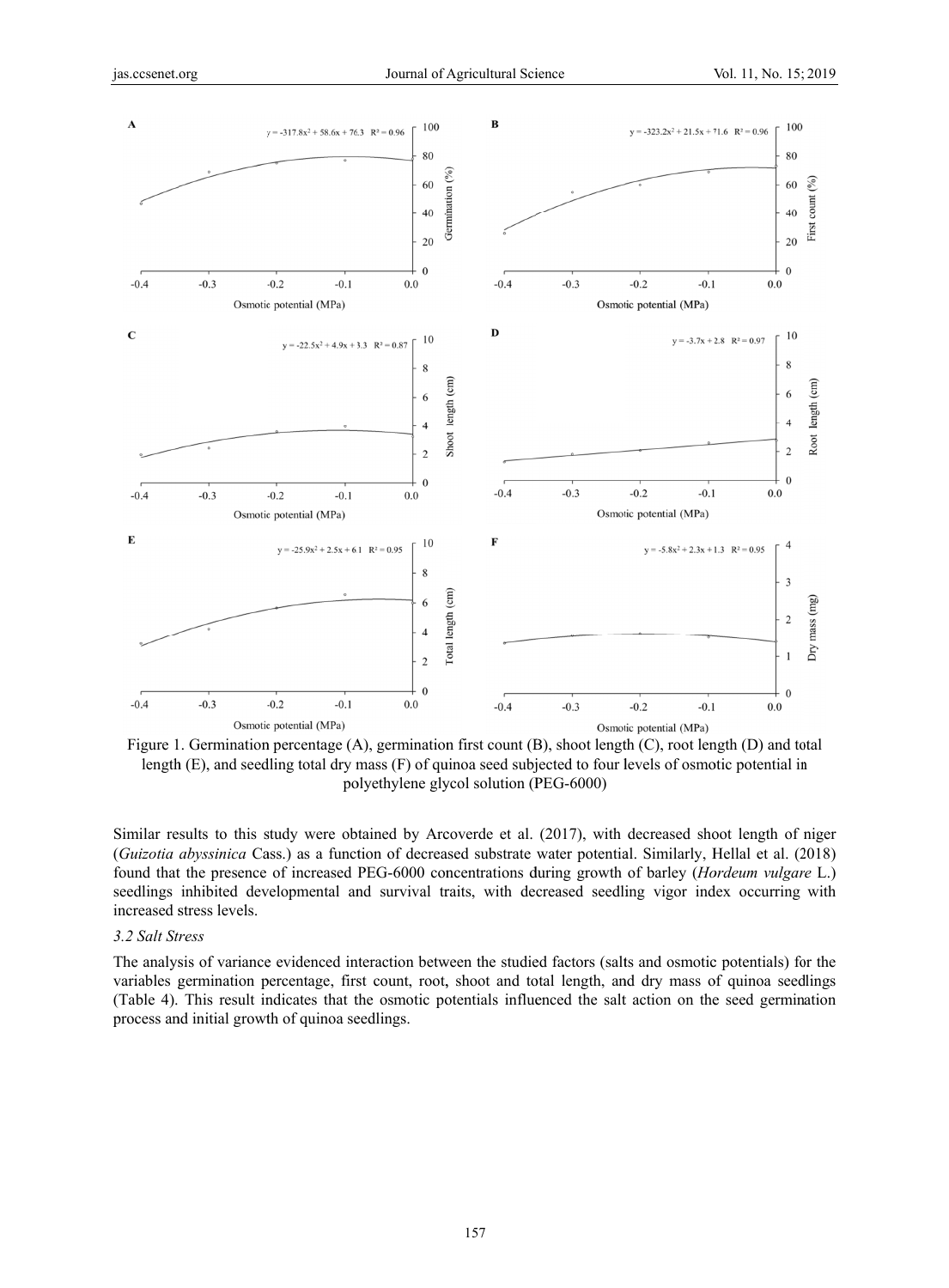Figure 1. Germination percentage (A), germination first count (B), shoot length (C), root length (D) and total length (E), and seedling total dry mass (F) of quinoa seed subjected to four levels of osmotic potential in polyethylene glycol solution (PEG-6000)

Similar results to this study were obtained by Arcoverde et al. (2017), with decreased shoot length of niger (*Guizotia abyssinica* Cass.) as a function of decreased substrate water potential. Similarly, Hellal et al. (2018) found that the presence of increased PEG-6000 concentrations during growth of barley (*Hordeum vulgare* L.) seedlings inhibited developmental and survival traits, with decreased seedling vigor index occurring with increased stress levels.

### 3.2 Salt Stress

The analysis of variance evidenced interaction between the studied factors (salts and osmotic potentials) for the variables germination percentage, first count, root, shoot and total length, and dry mass of quinoa seedlings (Table 4). This result indicates that the osmotic potentials influenced the salt action on the seed germination process and initial growth of quinoa seedlings.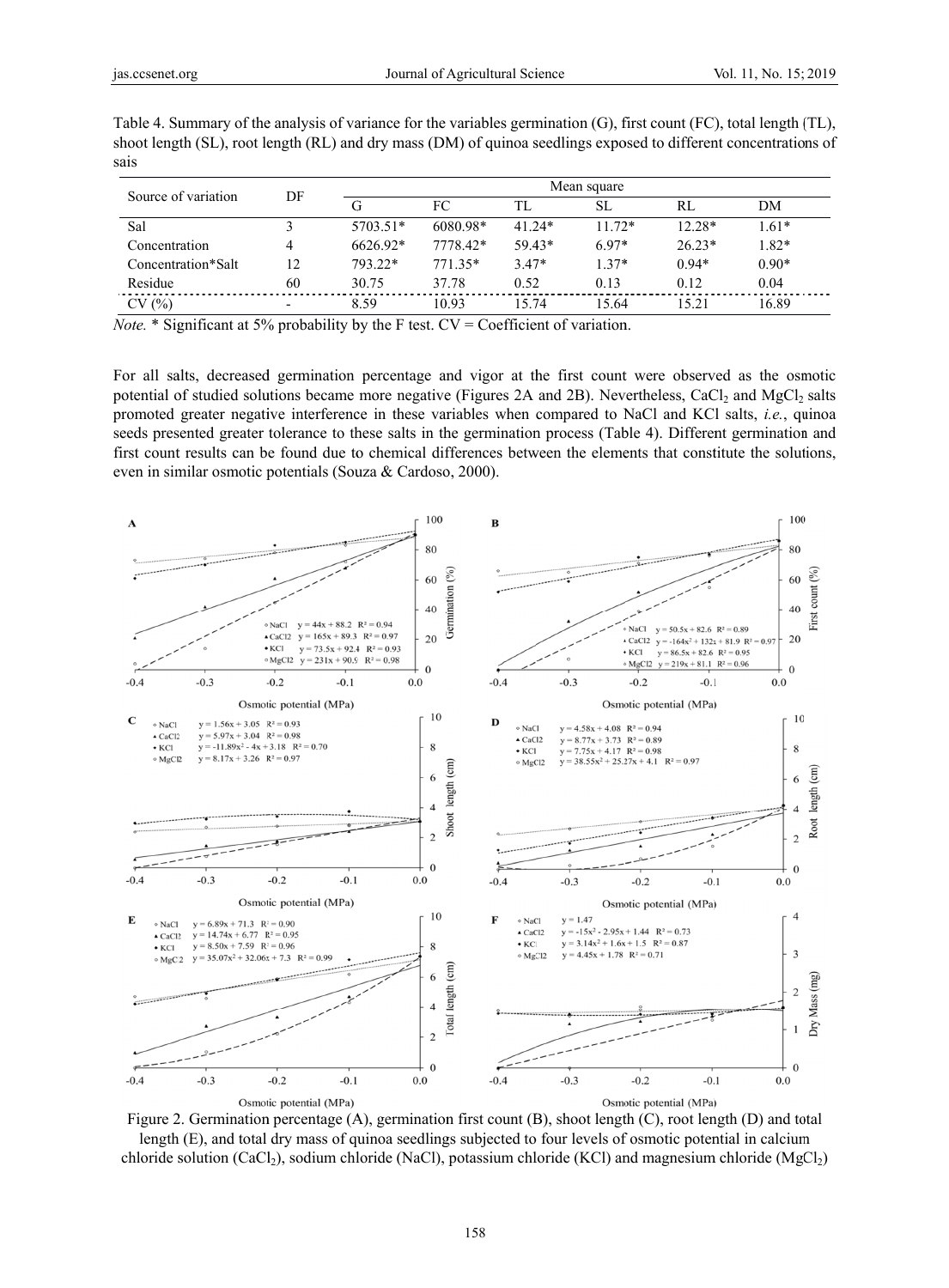Table 4. Summary of the analysis of variance for the variables germination (G), first count (FC), total length (TL), shoot length (SL), root length (RL) and dry mass (DM) of quinoa seedlings exposed to different concentrations of sais

| Source of variation | DF | Mean square | | | | | |
|---|---|---|---|---|---|---|---|
| | | G | FC | TL | SL | RL | DM |
| Sal | 3 | 5703.51* | 6080.98* | 41.24* | 11.72* | 12.28* | 1.61* |
| Concentration | 4 | 6626.92* | 7778.42* | 59.43* | 6.97* | 26.23* | 1.82* |
| Concentration*Salt | 12 | 793.22* | 771.35* | 3.47* | 1.37* | 0.94* | 0.90* |
| Residue | 60 | 30.75 | 37.78 | 0.52 | 0.13 | 0.12 | 0.04 |
| CV (%) | - | 8.59 | 10.93 | 15.74 | 15.64 | 15.21 | 16.89 |

*Note.* * Significant at 5% probability by the F test. CV = Coefficient of variation.

For all salts, decreased germination percentage and vigor at the first count were observed as the osmotic potential of studied solutions became more negative (Figures 2A and 2B). Nevertheless, $CaCl_2$ and $MgCl_2$ salts promoted greater negative interference in these variables when compared to NaCl and KCl salts, *i.e.*, quinoa seeds presented greater tolerance to these salts in the germination process (Table 4). Different germination and first count results can be found due to chemical differences between the elements that constitute the solutions, even in similar osmotic potentials (Souza & Cardoso, 2000).

Figure 2. Germination percentage (A), germination first count (B), shoot length (C), root length (D) and total length (E), and total dry mass of quinoa seedlings subjected to four levels of osmotic potential in calcium chloride solution ($CaCl_2$), sodium chloride (NaCl), potassium chloride (KCl) and magnesium chloride ($MgCl_2$)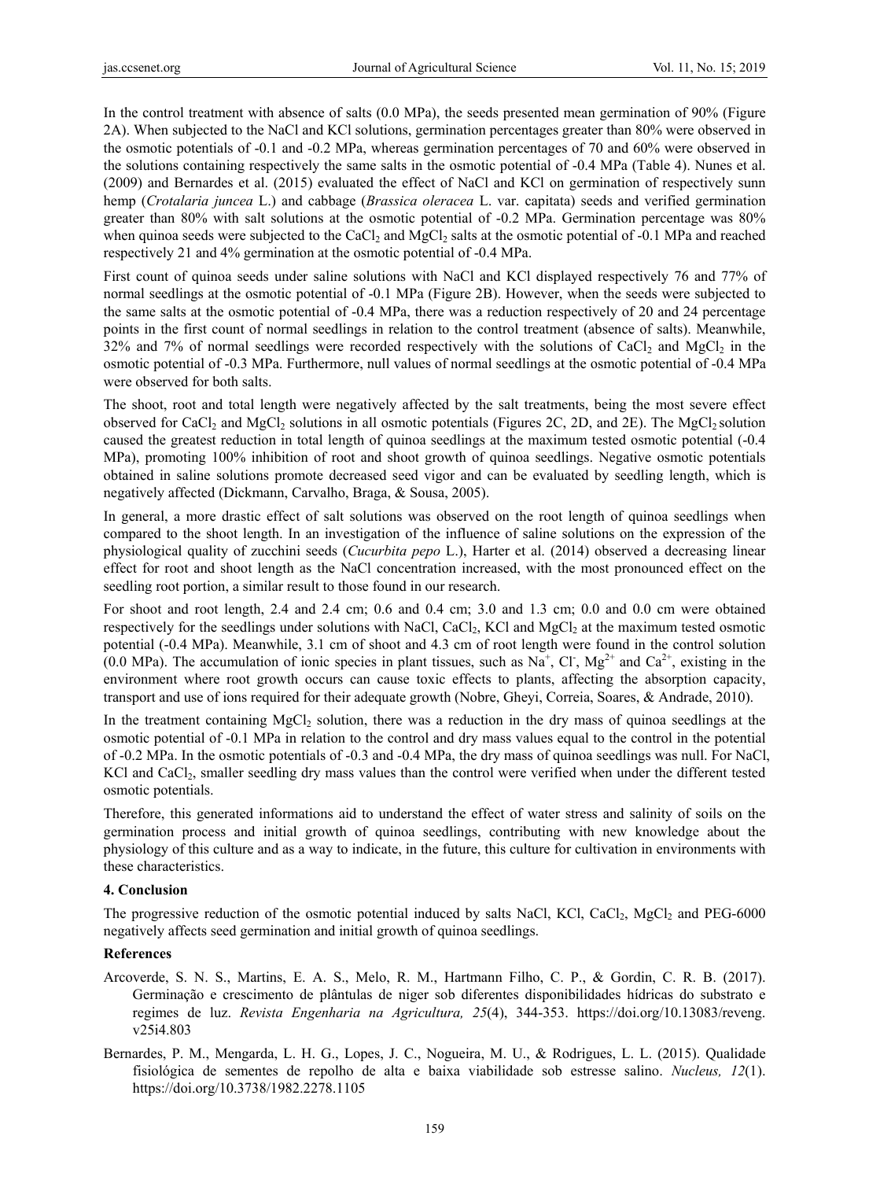In the control treatment with absence of salts (0.0 MPa), the seeds presented mean germination of 90% (Figure 2A). When subjected to the NaCl and KCl solutions, germination percentages greater than 80% were observed in the osmotic potentials of -0.1 and -0.2 MPa, whereas germination percentages of 70 and 60% were observed in the solutions containing respectively the same salts in the osmotic potential of -0.4 MPa (Table 4). Nunes et al. (2009) and Bernardes et al. (2015) evaluated the effect of NaCl and KCl on germination of respectively sunn hemp (*Crotalaria juncea* L.) and cabbage (*Brassica oleracea* L. var. capitata) seeds and verified germination greater than 80% with salt solutions at the osmotic potential of -0.2 MPa. Germination percentage was 80% when quinoa seeds were subjected to the $CaCl_2$ and $MgCl_2$ salts at the osmotic potential of -0.1 MPa and reached respectively 21 and 4% germination at the osmotic potential of -0.4 MPa.

First count of quinoa seeds under saline solutions with NaCl and KCl displayed respectively 76 and 77% of normal seedlings at the osmotic potential of -0.1 MPa (Figure 2B). However, when the seeds were subjected to the same salts at the osmotic potential of -0.4 MPa, there was a reduction respectively of 20 and 24 percentage points in the first count of normal seedlings in relation to the control treatment (absence of salts). Meanwhile, 32% and 7% of normal seedlings were recorded respectively with the solutions of $CaCl_2$ and $MgCl_2$ in the osmotic potential of -0.3 MPa. Furthermore, null values of normal seedlings at the osmotic potential of -0.4 MPa were observed for both salts.

The shoot, root and total length were negatively affected by the salt treatments, being the most severe effect observed for $CaCl_2$ and $MgCl_2$ solutions in all osmotic potentials (Figures 2C, 2D, and 2E). The $MgCl_2$ solution caused the greatest reduction in total length of quinoa seedlings at the maximum tested osmotic potential (-0.4 MPa), promoting 100% inhibition of root and shoot growth of quinoa seedlings. Negative osmotic potentials obtained in saline solutions promote decreased seed vigor and can be evaluated by seedling length, which is negatively affected (Dickmann, Carvalho, Braga, & Sousa, 2005).

In general, a more drastic effect of salt solutions was observed on the root length of quinoa seedlings when compared to the shoot length. In an investigation of the influence of saline solutions on the expression of the physiological quality of zucchini seeds (*Cucurbita pepo* L.), Harter et al. (2014) observed a decreasing linear effect for root and shoot length as the NaCl concentration increased, with the most pronounced effect on the seedling root portion, a similar result to those found in our research.

For shoot and root length, 2.4 and 2.4 cm; 0.6 and 0.4 cm; 3.0 and 1.3 cm; 0.0 and 0.0 cm were obtained respectively for the seedlings under solutions with NaCl, $CaCl_2$, KCl and $MgCl_2$ at the maximum tested osmotic potential (-0.4 MPa). Meanwhile, 3.1 cm of shoot and 4.3 cm of root length were found in the control solution (0.0 MPa). The accumulation of ionic species in plant tissues, such as $Na^+$, $Cl^-$, $Mg^{2+}$ and $Ca^{2+}$, existing in the environment where root growth occurs can cause toxic effects to plants, affecting the absorption capacity, transport and use of ions required for their adequate growth (Nobre, Gheyi, Correia, Soares, & Andrade, 2010).

In the treatment containing $MgCl_2$ solution, there was a reduction in the dry mass of quinoa seedlings at the osmotic potential of -0.1 MPa in relation to the control and dry mass values equal to the control in the potential of -0.2 MPa. In the osmotic potentials of -0.3 and -0.4 MPa, the dry mass of quinoa seedlings was null. For NaCl, KCl and $CaCl_2$, smaller seedling dry mass values than the control were verified when under the different tested osmotic potentials.

Therefore, this generated informations aid to understand the effect of water stress and salinity of soils on the germination process and initial growth of quinoa seedlings, contributing with new knowledge about the physiology of this culture and as a way to indicate, in the future, this culture for cultivation in environments with these characteristics.

## 4. Conclusion

The progressive reduction of the osmotic potential induced by salts NaCl, KCl, $CaCl_2$, $MgCl_2$ and PEG-6000 negatively affects seed germination and initial growth of quinoa seedlings.

## References

Arcoverde, S. N. S., Martins, E. A. S., Melo, R. M., Hartmann Filho, C. P., & Gordin, C. R. B. (2017). Germinação e crescimento de plântulas de niger sob diferentes disponibilidades hídricas do substrato e regimes de luz. *Revista Engenharia na Agricultura, 25*(4), 344-353. https://doi.org/10.13083/reveng.v25i4.803

Bernardes, P. M., Mengarda, L. H. G., Lopes, J. C., Nogueira, M. U., & Rodrigues, L. L. (2015). Qualidade fisiológica de sementes de repolho de alta e baixa viabilidade sob estresse salino. *Nucleus, 12*(1). https://doi.org/10.3738/1982.2278.1105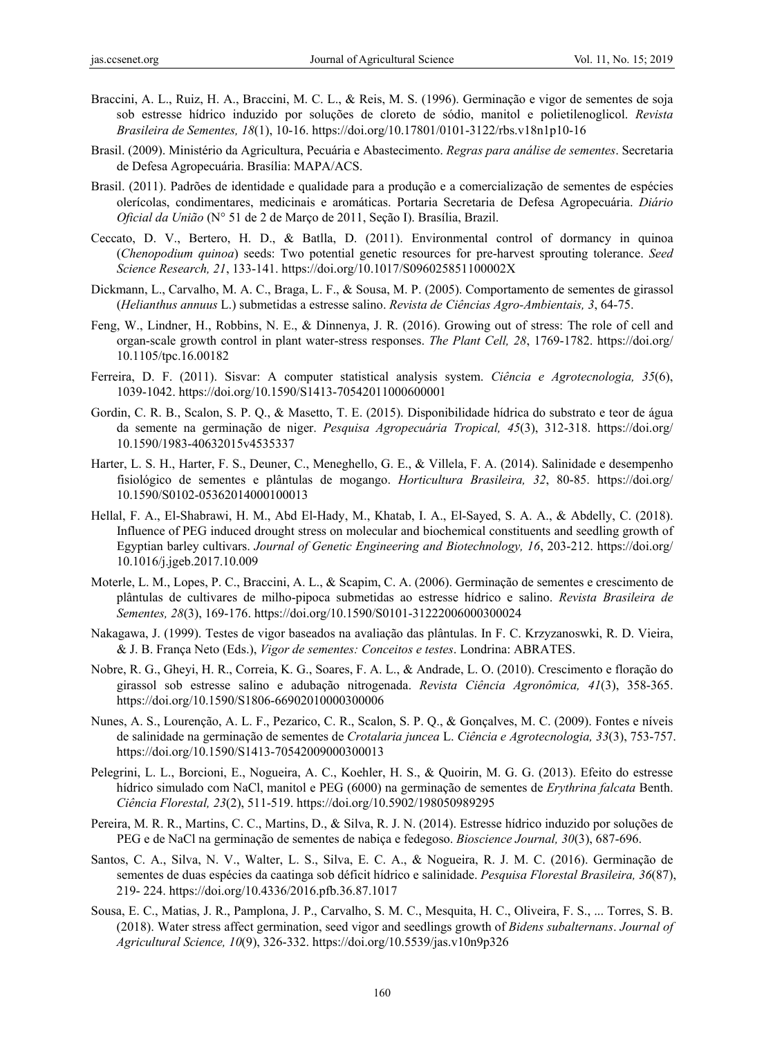Braccini, A. L., Ruiz, H. A., Braccini, M. C. L., & Reis, M. S. (1996). Germinação e vigor de sementes de soja sob estresse hídrico induzido por soluções de cloreto de sódio, manitol e polietilenoglicol. *Revista Brasileira de Sementes, 18*(1), 10-16. https://doi.org/10.17801/0101-3122/rbs.v18n1p10-16

Brasil. (2009). Ministério da Agricultura, Pecuária e Abastecimento. *Regras para análise de sementes*. Secretaria de Defesa Agropecuária. Brasília: MAPA/ACS.

Brasil. (2011). Padrões de identidade e qualidade para a produção e a comercialização de sementes de espécies olerícolas, condimentares, medicinais e aromáticas. Portaria Secretaria de Defesa Agropecuária. *Diário Oficial da União* (N° 51 de 2 de Março de 2011, Seção I). Brasília, Brazil.

Ceccato, D. V., Bertero, H. D., & Batlla, D. (2011). Environmental control of dormancy in quinoa (*Chenopodium quinoa*) seeds: Two potential genetic resources for pre-harvest sprouting tolerance. *Seed Science Research, 21*, 133-141. https://doi.org/10.1017/S096025851100002X

Dickmann, L., Carvalho, M. A. C., Braga, L. F., & Sousa, M. P. (2005). Comportamento de sementes de girassol (*Helianthus annuus* L.) submetidas a estresse salino. *Revista de Ciências Agro-Ambientais, 3*, 64-75.

Feng, W., Lindner, H., Robbins, N. E., & Dinnenya, J. R. (2016). Growing out of stress: The role of cell and organ-scale growth control in plant water-stress responses. *The Plant Cell, 28*, 1769-1782. https://doi.org/10.1105/tpc.16.00182

Ferreira, D. F. (2011). Sisvar: A computer statistical analysis system. *Ciência e Agrotecnologia, 35*(6), 1039-1042. https://doi.org/10.1590/S1413-70542011000600001

Gordin, C. R. B., Scalon, S. P. Q., & Masetto, T. E. (2015). Disponibilidade hídrica do substrato e teor de água da semente na germinação de niger. *Pesquisa Agropecuária Tropical, 45*(3), 312-318. https://doi.org/10.1590/1983-40632015v4535337

Harter, L. S. H., Harter, F. S., Deuner, C., Meneghello, G. E., & Villela, F. A. (2014). Salinidade e desempenho fisiológico de sementes e plântulas de mogango. *Horticultura Brasileira, 32*, 80-85. https://doi.org/10.1590/S0102-05362014000100013

Hellal, F. A., El-Shabrawi, H. M., Abd El-Hady, M., Khatab, I. A., El-Sayed, S. A. A., & Abdelly, C. (2018). Influence of PEG induced drought stress on molecular and biochemical constituents and seedling growth of Egyptian barley cultivars. *Journal of Genetic Engineering and Biotechnology, 16*, 203-212. https://doi.org/10.1016/j.jgeb.2017.10.009

Moterle, L. M., Lopes, P. C., Braccini, A. L., & Scapim, C. A. (2006). Germinação de sementes e crescimento de plântulas de cultivares de milho-pipoca submetidas ao estresse hídrico e salino. *Revista Brasileira de Sementes, 28*(3), 169-176. https://doi.org/10.1590/S0101-31222006000300024

Nakagawa, J. (1999). Testes de vigor baseados na avaliação das plântulas. In F. C. Krzyzanoswki, R. D. Vieira, & J. B. França Neto (Eds.), *Vigor de sementes: Conceitos e testes*. Londrina: ABRATES.

Nobre, R. G., Gheyi, H. R., Correia, K. G., Soares, F. A. L., & Andrade, L. O. (2010). Crescimento e floração do girassol sob estresse salino e adubação nitrogenada. *Revista Ciência Agronômica, 41*(3), 358-365. https://doi.org/10.1590/S1806-66902010000300006

Nunes, A. S., Lourenção, A. L. F., Pezarico, C. R., Scalon, S. P. Q., & Gonçalves, M. C. (2009). Fontes e níveis de salinidade na germinação de sementes de *Crotalaria juncea* L. *Ciência e Agrotecnologia, 33*(3), 753-757. https://doi.org/10.1590/S1413-70542009000300013

Pelegrini, L. L., Borcioni, E., Nogueira, A. C., Koehler, H. S., & Quoirin, M. G. G. (2013). Efeito do estresse hídrico simulado com NaCl, manitol e PEG (6000) na germinação de sementes de *Erythrina falcata* Benth. *Ciência Florestal, 23*(2), 511-519. https://doi.org/10.5902/198050989295

Pereira, M. R. R., Martins, C. C., Martins, D., & Silva, R. J. N. (2014). Estresse hídrico induzido por soluções de PEG e de NaCl na germinação de sementes de nabiça e fedegoso. *Bioscience Journal, 30*(3), 687-696.

Santos, C. A., Silva, N. V., Walter, L. S., Silva, E. C. A., & Nogueira, R. J. M. C. (2016). Germinação de sementes de duas espécies da caatinga sob déficit hídrico e salinidade. *Pesquisa Florestal Brasileira, 36*(87), 219- 224. https://doi.org/10.4336/2016.pfb.36.87.1017

Sousa, E. C., Matias, J. R., Pamplona, J. P., Carvalho, S. M. C., Mesquita, H. C., Oliveira, F. S., ... Torres, S. B. (2018). Water stress affect germination, seed vigor and seedlings growth of *Bidens subalternans*. *Journal of Agricultural Science, 10*(9), 326-332. https://doi.org/10.5539/jas.v10n9p326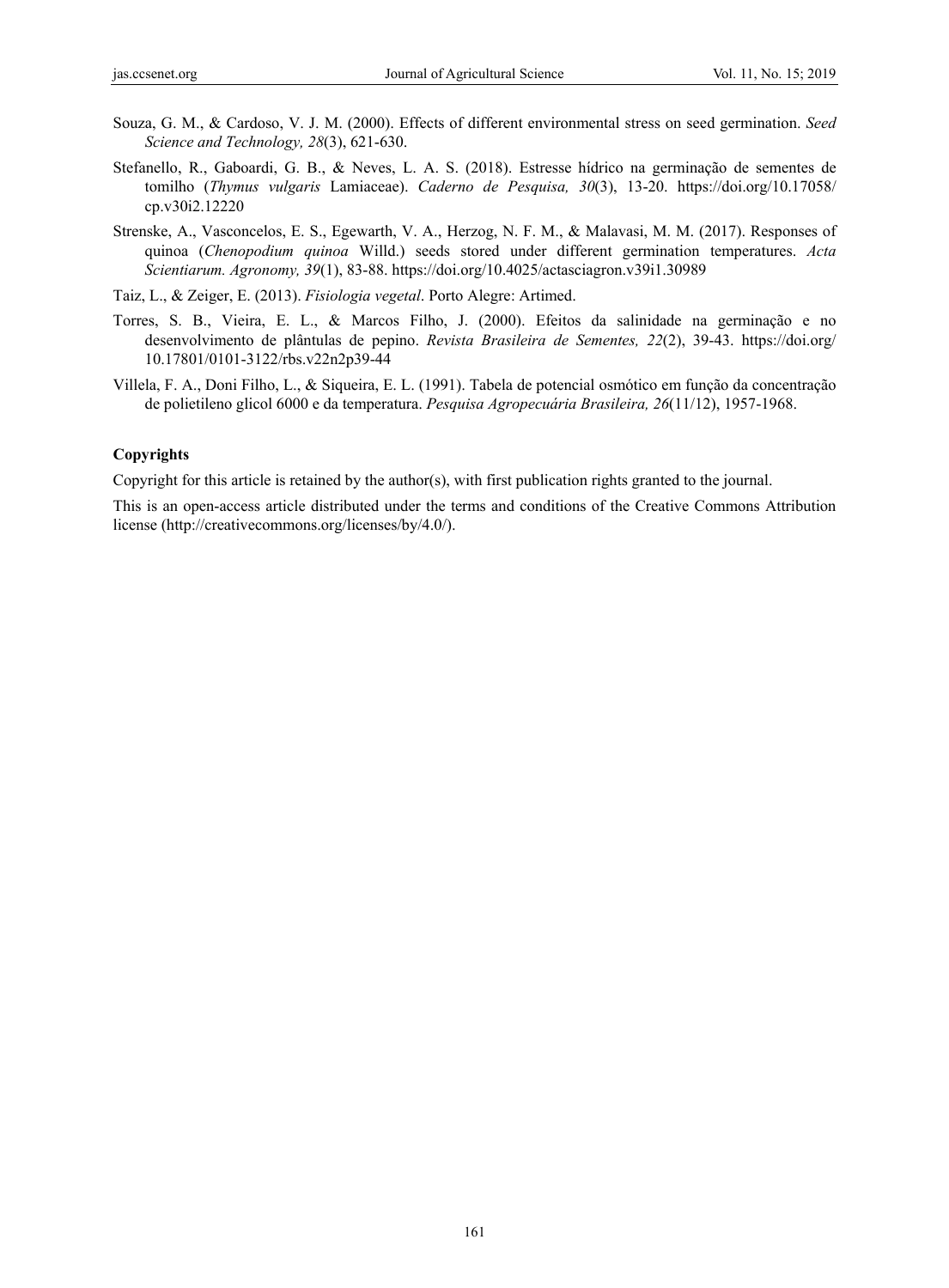Souza, G. M., & Cardoso, V. J. M. (2000). Effects of different environmental stress on seed germination. *Seed Science and Technology, 28*(3), 621-630.

Stefanello, R., Gaboardi, G. B., & Neves, L. A. S. (2018). Estresse hídrico na germinação de sementes de tomilho (*Thymus vulgaris* Lamiaceae). *Caderno de Pesquisa, 30*(3), 13-20. https://doi.org/10.17058/cp.v30i2.12220

Strenske, A., Vasconcelos, E. S., Egewarth, V. A., Herzog, N. F. M., & Malavasi, M. M. (2017). Responses of quinoa (*Chenopodium quinoa* Willd.) seeds stored under different germination temperatures. *Acta Scientiarum. Agronomy, 39*(1), 83-88. https://doi.org/10.4025/actasciagron.v39i1.30989

Taiz, L., & Zeiger, E. (2013). *Fisiologia vegetal*. Porto Alegre: Artimed.

Torres, S. B., Vieira, E. L., & Marcos Filho, J. (2000). Efeitos da salinidade na germinação e no desenvolvimento de plântulas de pepino. *Revista Brasileira de Sementes, 22*(2), 39-43. https://doi.org/10.17801/0101-3122/rbs.v22n2p39-44

Villela, F. A., Doni Filho, L., & Siqueira, E. L. (1991). Tabela de potencial osmótico em função da concentração de polietileno glicol 6000 e da temperatura. *Pesquisa Agropecuária Brasileira, 26*(11/12), 1957-1968.

**Copyrights**

Copyright for this article is retained by the author(s), with first publication rights granted to the journal.

This is an open-access article distributed under the terms and conditions of the Creative Commons Attribution license (http://creativecommons.org/licenses/by/4.0/).